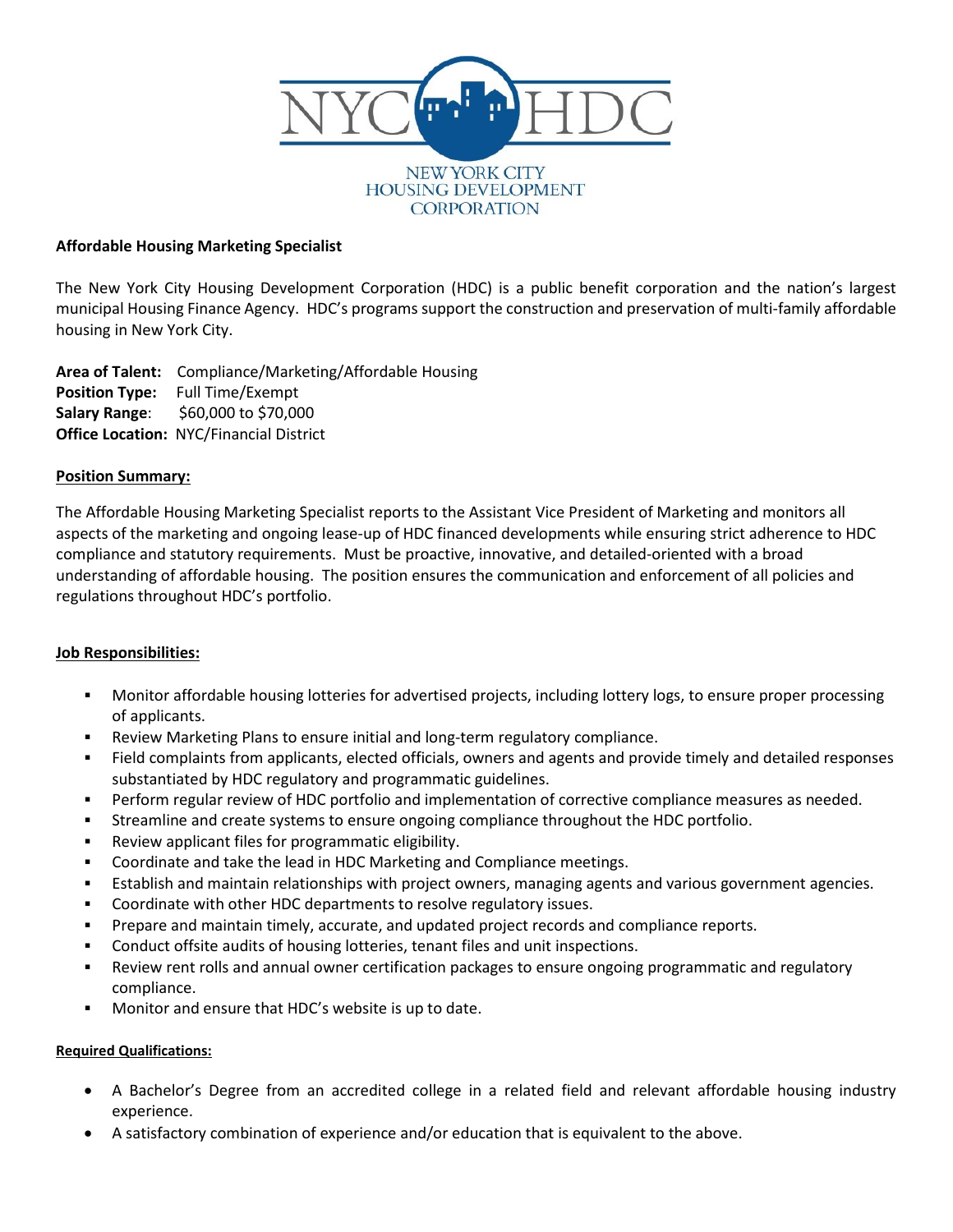NYC HDC

NEW YORK CITY HOUSING DEVELOPMENT CORPORATION

**Affordable Housing Marketing Specialist**

The New York City Housing Development Corporation (HDC) is a public benefit corporation and the nation's largest municipal Housing Finance Agency. HDC's programs support the construction and preservation of multi-family affordable housing in New York City.

**Area of Talent:** Compliance/Marketing/Affordable Housing
**Position Type:** Full Time/Exempt
**Salary Range**: $60,000 to $70,000
**Office Location:** NYC/Financial District

**Position Summary:**

The Affordable Housing Marketing Specialist reports to the Assistant Vice President of Marketing and monitors all aspects of the marketing and ongoing lease-up of HDC financed developments while ensuring strict adherence to HDC compliance and statutory requirements. Must be proactive, innovative, and detailed-oriented with a broad understanding of affordable housing. The position ensures the communication and enforcement of all policies and regulations throughout HDC's portfolio.

**Job Responsibilities:**

- Monitor affordable housing lotteries for advertised projects, including lottery logs, to ensure proper processing of applicants.
- Review Marketing Plans to ensure initial and long-term regulatory compliance.
- Field complaints from applicants, elected officials, owners and agents and provide timely and detailed responses substantiated by HDC regulatory and programmatic guidelines.
- Perform regular review of HDC portfolio and implementation of corrective compliance measures as needed.
- Streamline and create systems to ensure ongoing compliance throughout the HDC portfolio.
- Review applicant files for programmatic eligibility.
- Coordinate and take the lead in HDC Marketing and Compliance meetings.
- Establish and maintain relationships with project owners, managing agents and various government agencies.
- Coordinate with other HDC departments to resolve regulatory issues.
- Prepare and maintain timely, accurate, and updated project records and compliance reports.
- Conduct offsite audits of housing lotteries, tenant files and unit inspections.
- Review rent rolls and annual owner certification packages to ensure ongoing programmatic and regulatory compliance.
- Monitor and ensure that HDC's website is up to date.

**Required Qualifications:**

- A Bachelor's Degree from an accredited college in a related field and relevant affordable housing industry experience.
- A satisfactory combination of experience and/or education that is equivalent to the above.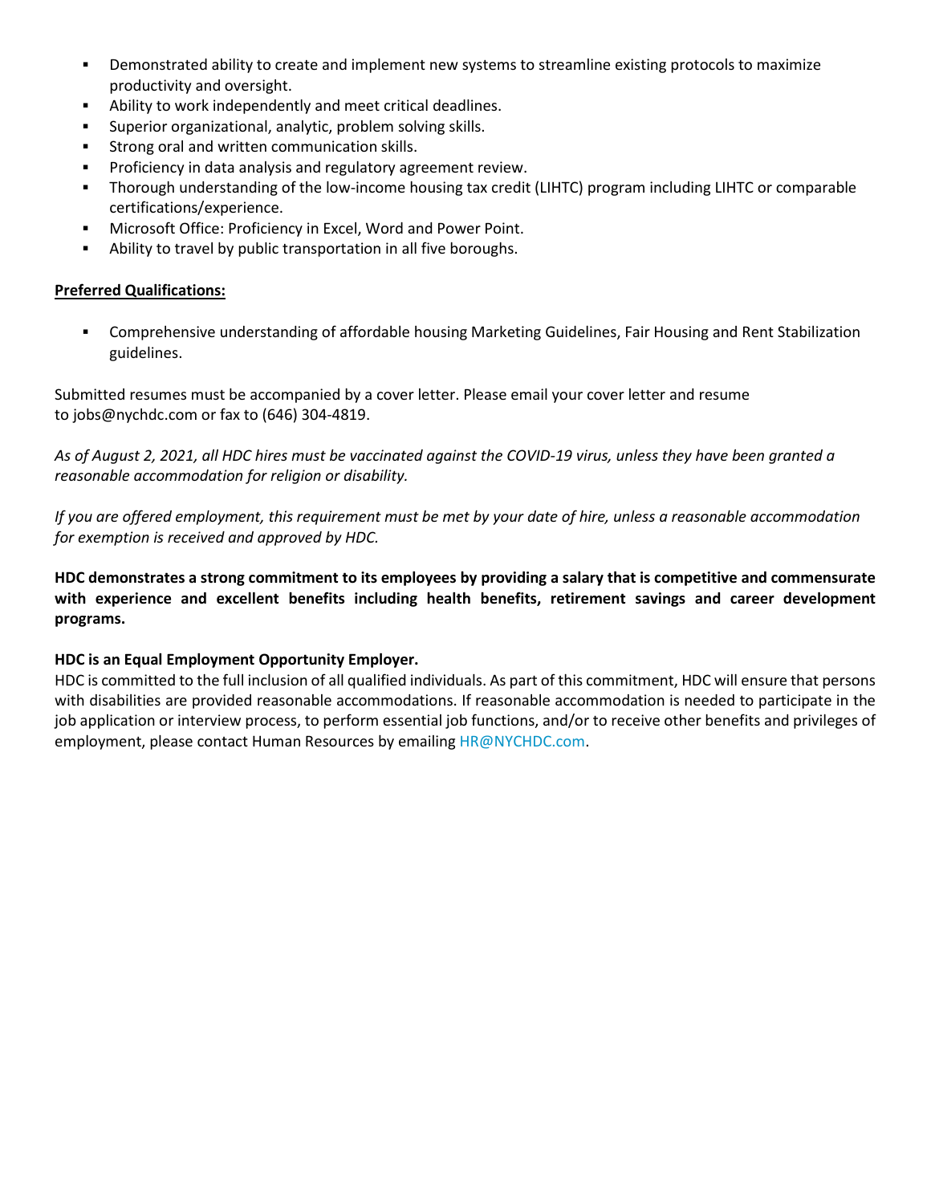- Demonstrated ability to create and implement new systems to streamline existing protocols to maximize productivity and oversight.
- Ability to work independently and meet critical deadlines.
- Superior organizational, analytic, problem solving skills.
- Strong oral and written communication skills.
- Proficiency in data analysis and regulatory agreement review.
- Thorough understanding of the low-income housing tax credit (LIHTC) program including LIHTC or comparable certifications/experience.
- Microsoft Office: Proficiency in Excel, Word and Power Point.
- Ability to travel by public transportation in all five boroughs.

**Preferred Qualifications:**

- Comprehensive understanding of affordable housing Marketing Guidelines, Fair Housing and Rent Stabilization guidelines.

Submitted resumes must be accompanied by a cover letter. Please email your cover letter and resume to jobs@nychdc.com or fax to (646) 304-4819.

*As of August 2, 2021, all HDC hires must be vaccinated against the COVID-19 virus, unless they have been granted a reasonable accommodation for religion or disability.*

*If you are offered employment, this requirement must be met by your date of hire, unless a reasonable accommodation for exemption is received and approved by HDC.*

**HDC demonstrates a strong commitment to its employees by providing a salary that is competitive and commensurate with experience and excellent benefits including health benefits, retirement savings and career development programs.**

**HDC is an Equal Employment Opportunity Employer.**

HDC is committed to the full inclusion of all qualified individuals. As part of this commitment, HDC will ensure that persons with disabilities are provided reasonable accommodations. If reasonable accommodation is needed to participate in the job application or interview process, to perform essential job functions, and/or to receive other benefits and privileges of employment, please contact Human Resources by emailing HR@NYCHDC.com.